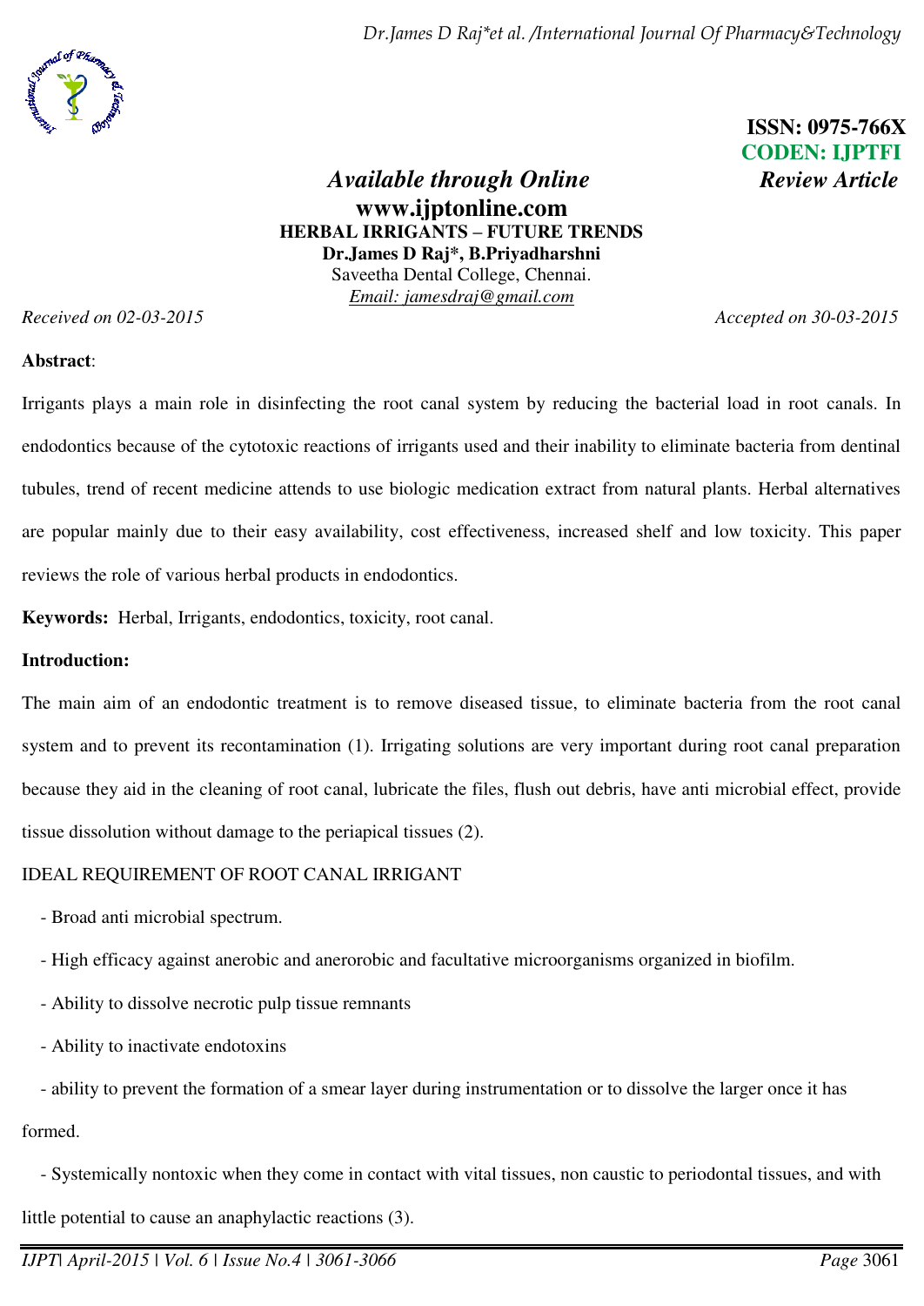ISSN: 0975-766X
CODEN: IJPTFI

*Available through Online*

**www.ijptonline.com**

*Review Article*

# HERBAL IRRIGANTS – FUTURE TRENDS

**Dr.James D Raj*, B.Priyadharshni**

Saveetha Dental College, Chennai.

Email: jamesdraj@gmail.com

*Received on 02-03-2015* *Accepted on 30-03-2015*

**Abstract**:

Irrigants plays a main role in disinfecting the root canal system by reducing the bacterial load in root canals. In endodontics because of the cytotoxic reactions of irrigants used and their inability to eliminate bacteria from dentinal tubules, trend of recent medicine attends to use biologic medication extract from natural plants. Herbal alternatives are popular mainly due to their easy availability, cost effectiveness, increased shelf and low toxicity. This paper reviews the role of various herbal products in endodontics.

**Keywords:** Herbal, Irrigants, endodontics, toxicity, root canal.

## Introduction:

The main aim of an endodontic treatment is to remove diseased tissue, to eliminate bacteria from the root canal system and to prevent its recontamination (1). Irrigating solutions are very important during root canal preparation because they aid in the cleaning of root canal, lubricate the files, flush out debris, have anti microbial effect, provide tissue dissolution without damage to the periapical tissues (2).

IDEAL REQUIREMENT OF ROOT CANAL IRRIGANT

- Broad anti microbial spectrum.
- High efficacy against anerobic and anerorobic and facultative microorganisms organized in biofilm.
- Ability to dissolve necrotic pulp tissue remnants
- Ability to inactivate endotoxins
- ability to prevent the formation of a smear layer during instrumentation or to dissolve the larger once it has formed.
- Systemically nontoxic when they come in contact with vital tissues, non caustic to periodontal tissues, and with little potential to cause an anaphylactic reactions (3).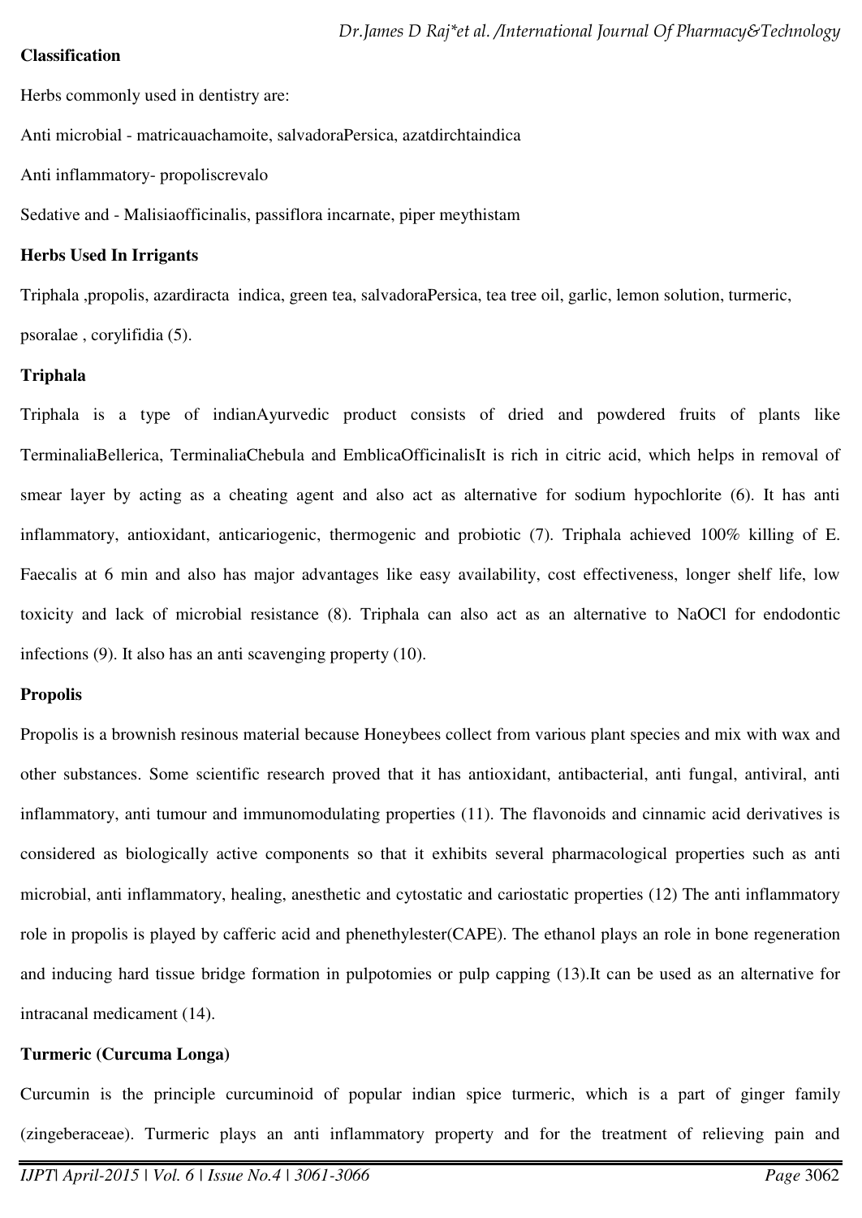**Classification**

Herbs commonly used in dentistry are:

Anti microbial - matricauachamoite, salvadoraPersica, azatdirchtaindica

Anti inflammatory- propoliscrevalo

Sedative and - Malisiaofficinalis, passiflora incarnate, piper meythistam

**Herbs Used In Irrigants**

Triphala ,propolis, azardiracta indica, green tea, salvadoraPersica, tea tree oil, garlic, lemon solution, turmeric, psoralae , corylifidia (5).

**Triphala**

Triphala is a type of indianAyurvedic product consists of dried and powdered fruits of plants like TerminaliaBellerica, TerminaliaChebula and EmblicaOfficinalisIt is rich in citric acid, which helps in removal of smear layer by acting as a cheating agent and also act as alternative for sodium hypochlorite (6). It has anti inflammatory, antioxidant, anticariogenic, thermogenic and probiotic (7). Triphala achieved 100% killing of E. Faecalis at 6 min and also has major advantages like easy availability, cost effectiveness, longer shelf life, low toxicity and lack of microbial resistance (8). Triphala can also act as an alternative to NaOCl for endodontic infections (9). It also has an anti scavenging property (10).

**Propolis**

Propolis is a brownish resinous material because Honeybees collect from various plant species and mix with wax and other substances. Some scientific research proved that it has antioxidant, antibacterial, anti fungal, antiviral, anti inflammatory, anti tumour and immunomodulating properties (11). The flavonoids and cinnamic acid derivatives is considered as biologically active components so that it exhibits several pharmacological properties such as anti microbial, anti inflammatory, healing, anesthetic and cytostatic and cariostatic properties (12) The anti inflammatory role in propolis is played by cafferic acid and phenethylester(CAPE). The ethanol plays an role in bone regeneration and inducing hard tissue bridge formation in pulpotomies or pulp capping (13).It can be used as an alternative for intracanal medicament (14).

**Turmeric (Curcuma Longa)**

Curcumin is the principle curcuminoid of popular indian spice turmeric, which is a part of ginger family (zingeberaceae). Turmeric plays an anti inflammatory property and for the treatment of relieving pain and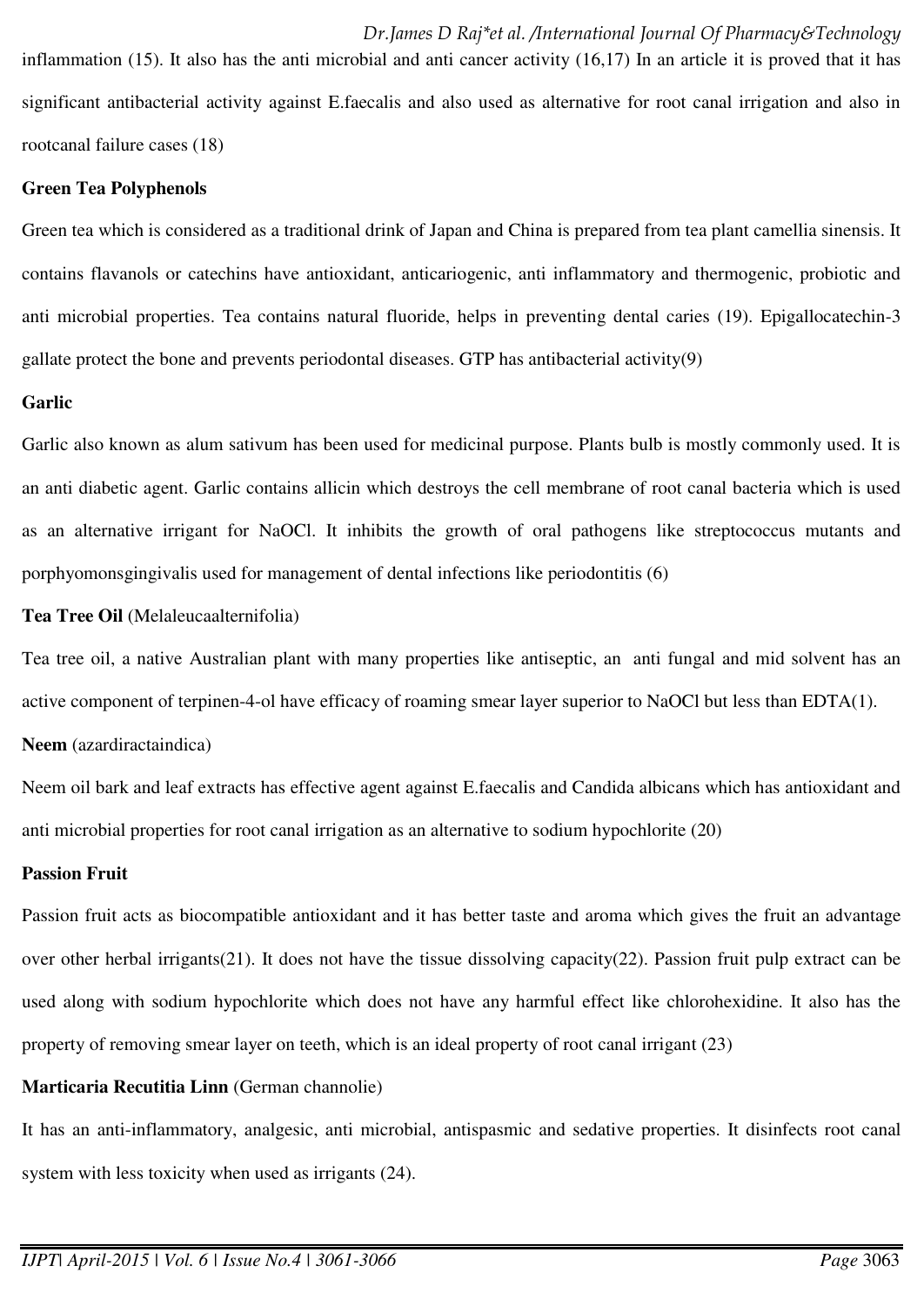inflammation (15). It also has the anti microbial and anti cancer activity (16,17) In an article it is proved that it has significant antibacterial activity against E.faecalis and also used as alternative for root canal irrigation and also in rootcanal failure cases (18)

**Green Tea Polyphenols**

Green tea which is considered as a traditional drink of Japan and China is prepared from tea plant camellia sinensis. It contains flavanols or catechins have antioxidant, anticariogenic, anti inflammatory and thermogenic, probiotic and anti microbial properties. Tea contains natural fluoride, helps in preventing dental caries (19). Epigallocatechin-3 gallate protect the bone and prevents periodontal diseases. GTP has antibacterial activity(9)

**Garlic**

Garlic also known as alum sativum has been used for medicinal purpose. Plants bulb is mostly commonly used. It is an anti diabetic agent. Garlic contains allicin which destroys the cell membrane of root canal bacteria which is used as an alternative irrigant for NaOCl. It inhibits the growth of oral pathogens like streptococcus mutants and porphyomonsgingivalis used for management of dental infections like periodontitis (6)

**Tea Tree Oil** (Melaleucaalternifolia)

Tea tree oil, a native Australian plant with many properties like antiseptic, an anti fungal and mid solvent has an active component of terpinen-4-ol have efficacy of roaming smear layer superior to NaOCl but less than EDTA(1).

**Neem** (azardiractaindica)

Neem oil bark and leaf extracts has effective agent against E.faecalis and Candida albicans which has antioxidant and anti microbial properties for root canal irrigation as an alternative to sodium hypochlorite (20)

**Passion Fruit**

Passion fruit acts as biocompatible antioxidant and it has better taste and aroma which gives the fruit an advantage over other herbal irrigants(21). It does not have the tissue dissolving capacity(22). Passion fruit pulp extract can be used along with sodium hypochlorite which does not have any harmful effect like chlorohexidine. It also has the property of removing smear layer on teeth, which is an ideal property of root canal irrigant (23)

**Marticaria Recutitia Linn** (German channolie)

It has an anti-inflammatory, analgesic, anti microbial, antispasmic and sedative properties. It disinfects root canal system with less toxicity when used as irrigants (24).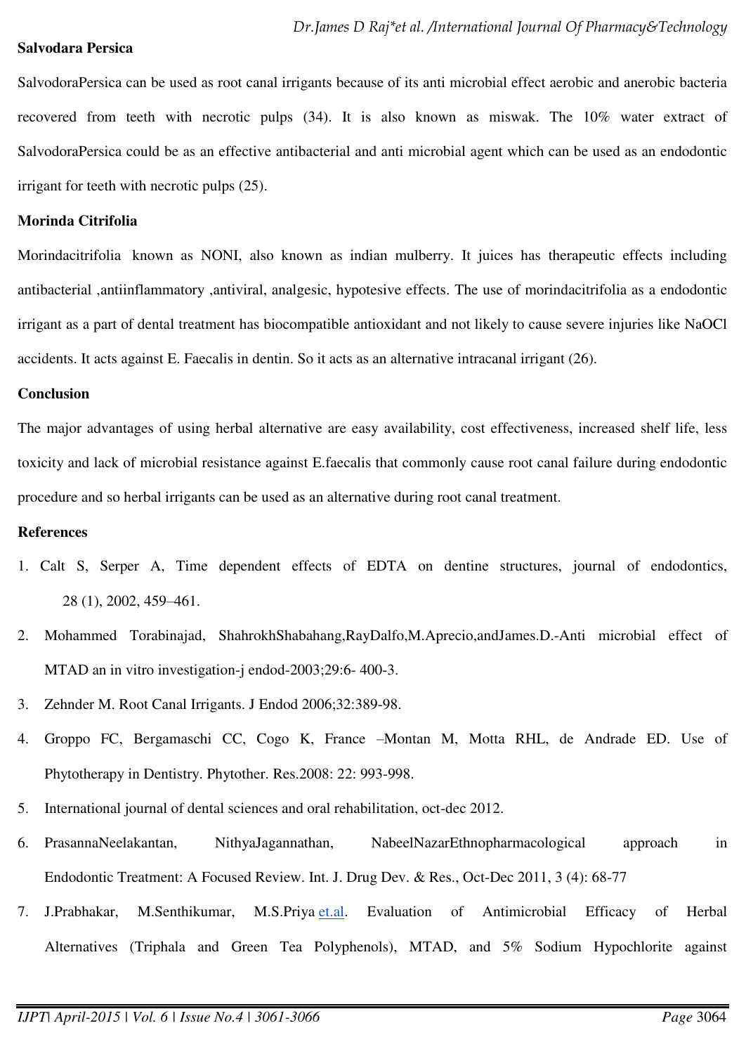**Salvodara Persica**

SalvodoraPersica can be used as root canal irrigants because of its anti microbial effect aerobic and anerobic bacteria recovered from teeth with necrotic pulps (34). It is also known as miswak. The 10% water extract of SalvodoraPersica could be as an effective antibacterial and anti microbial agent which can be used as an endodontic irrigant for teeth with necrotic pulps (25).

**Morinda Citrifolia**

Morindacitrifolia known as NONI, also known as indian mulberry. It juices has therapeutic effects including antibacterial ,antiinflammatory ,antiviral, analgesic, hypotesive effects. The use of morindacitrifolia as a endodontic irrigant as a part of dental treatment has biocompatible antioxidant and not likely to cause severe injuries like NaOCl accidents. It acts against E. Faecalis in dentin. So it acts as an alternative intracanal irrigant (26).

**Conclusion**

The major advantages of using herbal alternative are easy availability, cost effectiveness, increased shelf life, less toxicity and lack of microbial resistance against E.faecalis that commonly cause root canal failure during endodontic procedure and so herbal irrigants can be used as an alternative during root canal treatment.

**References**

1. Calt S, Serper A, Time dependent effects of EDTA on dentine structures, journal of endodontics, 28 (1), 2002, 459–461.
2. Mohammed Torabinajad, ShahrokhShabahang,RayDalfo,M.Aprecio,andJames.D.-Anti microbial effect of MTAD an in vitro investigation-j endod-2003;29:6- 400-3.
3. Zehnder M. Root Canal Irrigants. J Endod 2006;32:389-98.
4. Groppo FC, Bergamaschi CC, Cogo K, France –Montan M, Motta RHL, de Andrade ED. Use of Phytotherapy in Dentistry. Phytother. Res.2008: 22: 993-998.
5. International journal of dental sciences and oral rehabilitation, oct-dec 2012.
6. PrasannaNeelakantan, NithyaJagannathan, NabeelNazarEthnopharmacological approach in Endodontic Treatment: A Focused Review. Int. J. Drug Dev. & Res., Oct-Dec 2011, 3 (4): 68-77
7. J.Prabhakar, M.Senthikumar, M.S.Priya et.al. Evaluation of Antimicrobial Efficacy of Herbal Alternatives (Triphala and Green Tea Polyphenols), MTAD, and 5% Sodium Hypochlorite against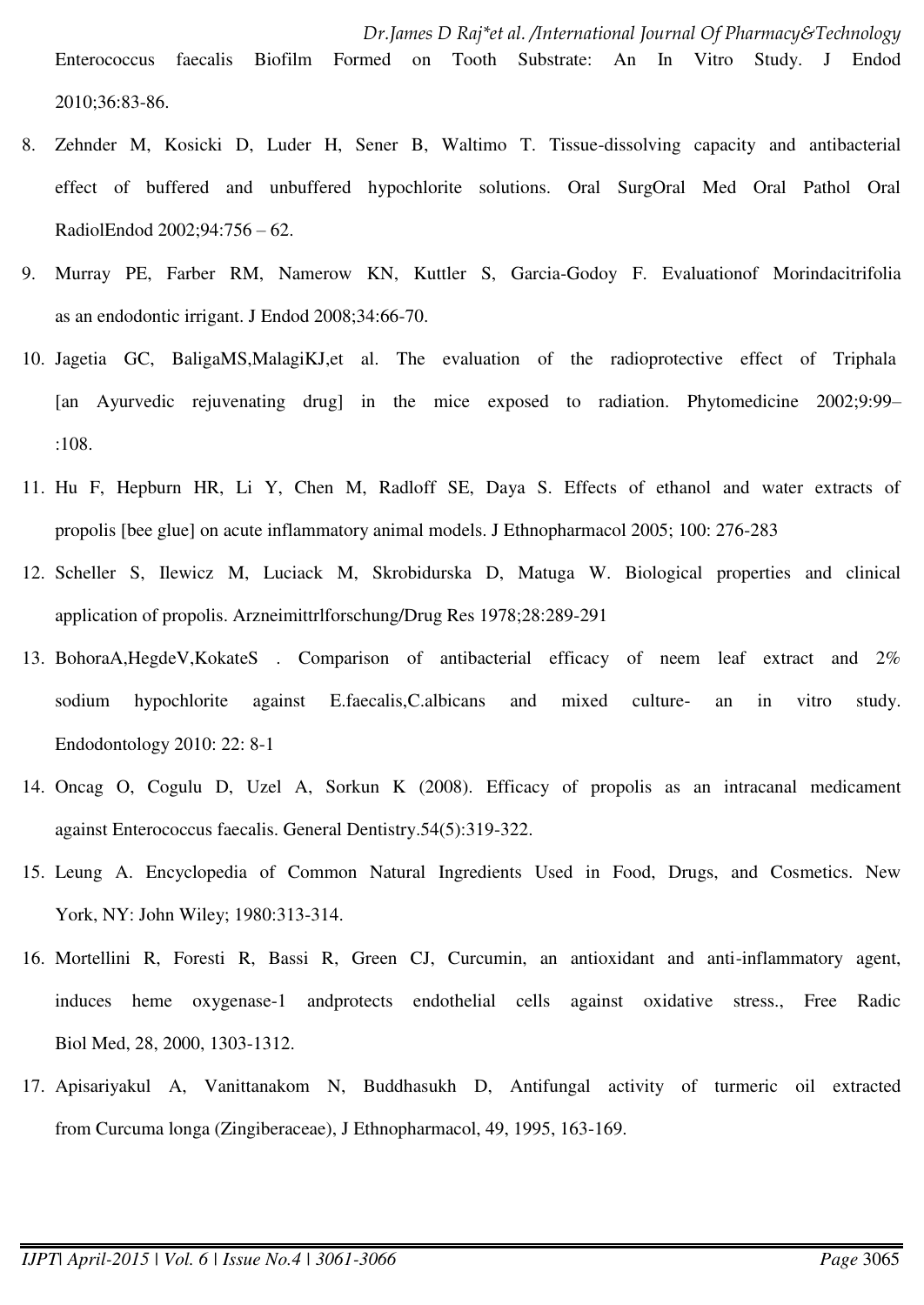Enterococcus faecalis Biofilm Formed on Tooth Substrate: An In Vitro Study. J Endod 2010;36:83-86.

8. Zehnder M, Kosicki D, Luder H, Sener B, Waltimo T. Tissue-dissolving capacity and antibacterial effect of buffered and unbuffered hypochlorite solutions. Oral SurgOral Med Oral Pathol Oral RadiolEndod 2002;94:756 – 62.
9. Murray PE, Farber RM, Namerow KN, Kuttler S, Garcia-Godoy F. Evaluationof Morindacitrifolia as an endodontic irrigant. J Endod 2008;34:66-70.
10. Jagetia GC, BaligaMS,MalagiKJ,et al. The evaluation of the radioprotective effect of Triphala [an Ayurvedic rejuvenating drug] in the mice exposed to radiation. Phytomedicine 2002;9:99– :108.
11. Hu F, Hepburn HR, Li Y, Chen M, Radloff SE, Daya S. Effects of ethanol and water extracts of propolis [bee glue] on acute inflammatory animal models. J Ethnopharmacol 2005; 100: 276-283
12. Scheller S, Ilewicz M, Luciack M, Skrobidurska D, Matuga W. Biological properties and clinical application of propolis. Arzneimittrlforschung/Drug Res 1978;28:289-291
13. BohoraA,HegdeV,KokateS . Comparison of antibacterial efficacy of neem leaf extract and 2% sodium hypochlorite against E.faecalis,C.albicans and mixed culture- an in vitro study. Endodontology 2010: 22: 8-1
14. Oncag O, Cogulu D, Uzel A, Sorkun K (2008). Efficacy of propolis as an intracanal medicament against Enterococcus faecalis. General Dentistry.54(5):319-322.
15. Leung A. Encyclopedia of Common Natural Ingredients Used in Food, Drugs, and Cosmetics. New York, NY: John Wiley; 1980:313-314.
16. Mortellini R, Foresti R, Bassi R, Green CJ, Curcumin, an antioxidant and anti-inflammatory agent, induces heme oxygenase-1 andprotects endothelial cells against oxidative stress., Free Radic Biol Med, 28, 2000, 1303-1312.
17. Apisariyakul A, Vanittanakom N, Buddhasukh D, Antifungal activity of turmeric oil extracted from Curcuma longa (Zingiberaceae), J Ethnopharmacol, 49, 1995, 163-169.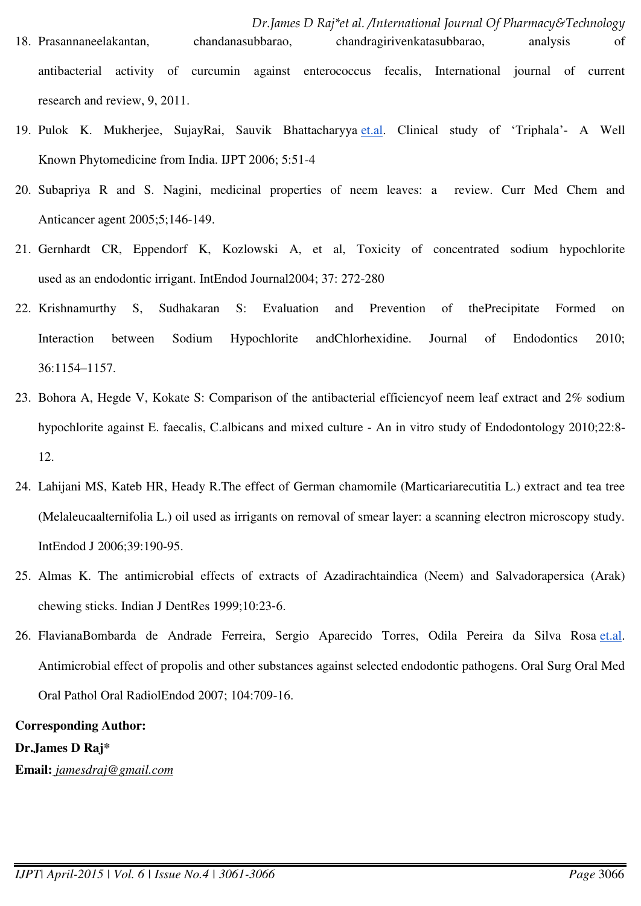18. Prasannaneelakantan, chandanasubbarao, chandragirivenkatasubbarao, analysis of antibacterial activity of curcumin against enterococcus fecalis, International journal of current research and review, 9, 2011.
19. Pulok K. Mukherjee, SujayRai, Sauvik Bhattacharyya et.al. Clinical study of 'Triphala'- A Well Known Phytomedicine from India. IJPT 2006; 5:51-4
20. Subapriya R and S. Nagini, medicinal properties of neem leaves: a review. Curr Med Chem and Anticancer agent 2005;5;146-149.
21. Gernhardt CR, Eppendorf K, Kozlowski A, et al, Toxicity of concentrated sodium hypochlorite used as an endodontic irrigant. IntEndod Journal2004; 37: 272-280
22. Krishnamurthy S, Sudhakaran S: Evaluation and Prevention of thePrecipitate Formed on Interaction between Sodium Hypochlorite andChlorhexidine. Journal of Endodontics 2010; 36:1154–1157.
23. Bohora A, Hegde V, Kokate S: Comparison of the antibacterial efficiencyof neem leaf extract and 2% sodium hypochlorite against E. faecalis, C.albicans and mixed culture - An in vitro study of Endodontology 2010;22:8-12.
24. Lahijani MS, Kateb HR, Heady R.The effect of German chamomile (Marticariarecutitia L.) extract and tea tree (Melaleucaalternifolia L.) oil used as irrigants on removal of smear layer: a scanning electron microscopy study. IntEndod J 2006;39:190-95.
25. Almas K. The antimicrobial effects of extracts of Azadirachtaindica (Neem) and Salvadorapersica (Arak) chewing sticks. Indian J DentRes 1999;10:23-6.
26. FlavianaBombarda de Andrade Ferreira, Sergio Aparecido Torres, Odila Pereira da Silva Rosa et.al. Antimicrobial effect of propolis and other substances against selected endodontic pathogens. Oral Surg Oral Med Oral Pathol Oral RadiolEndod 2007; 104:709-16.

**Corresponding Author:**

**Dr.James D Raj***

**Email:** *jamesdraj@gmail.com*